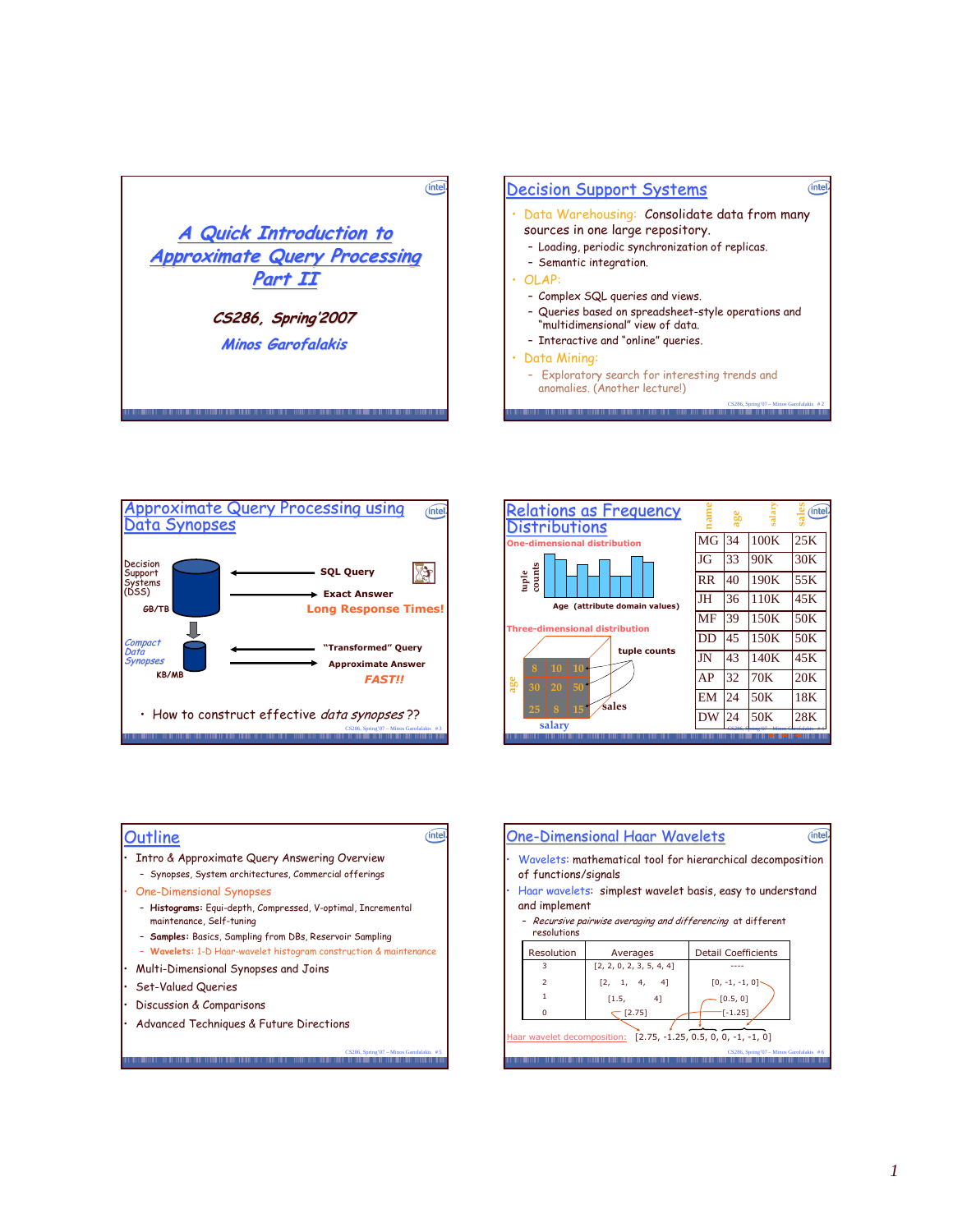# A Quick Introduction to Approximate Query Processing Part II

*CS286, Spring'2007*

*Minos Garofalakis*

## Decision Support Systems

- Data Warehousing: Consolidate data from many sources in one large repository.
  - Loading, periodic synchronization of replicas.
  - Semantic integration.
- OLAP:
  - Complex SQL queries and views.
  - Queries based on spreadsheet-style operations and "multidimensional" view of data.
  - Interactive and "online" queries.
- Data Mining:
  - Exploratory search for interesting trends and anomalies. (Another lecture!)

## Approximate Query Processing using Data Synopses

Decision Support Systems (DSS) — GB/TB

SQL Query →

← Exact Answer

Long Response Times!

Compact Data Synopses — KB/MB

"Transformed" Query →

← Approximate Answer

FAST!!

- How to construct effective *data synopses* ??

## Relations as Frequency Distributions

One-dimensional distribution

tuple counts

Age (attribute domain values)

Three-dimensional distribution

tuple counts

| | | |
|---|---|---|
| 8 | 10 | 10 |
| 30 | 20 | 50 |
| 25 | 8 | 15 |

age, salary, sales

| name | age | salary | sales |
|---|---|---|---|
| MG | 34 | 100K | 25K |
| JG | 33 | 90K | 30K |
| RR | 40 | 190K | 55K |
| JH | 36 | 110K | 45K |
| MF | 39 | 150K | 50K |
| DD | 45 | 150K | 50K |
| JN | 43 | 140K | 45K |
| AP | 32 | 70K | 20K |
| EM | 24 | 50K | 18K |
| DW | 24 | 50K | 28K |

## Outline

- Intro & Approximate Query Answering Overview
  - Synopses, System architectures, Commercial offerings
- One-Dimensional Synopses
  - **Histograms:** Equi-depth, Compressed, V-optimal, Incremental maintenance, Self-tuning
  - **Samples:** Basics, Sampling from DBs, Reservoir Sampling
  - **Wavelets:** 1-D Haar-wavelet histogram construction & maintenance
- Multi-Dimensional Synopses and Joins
- Set-Valued Queries
- Discussion & Comparisons
- Advanced Techniques & Future Directions

## One-Dimensional Haar Wavelets

- Wavelets: mathematical tool for hierarchical decomposition of functions/signals
- Haar wavelets: simplest wavelet basis, easy to understand and implement
  - *Recursive pairwise averaging and differencing* at different resolutions

| Resolution | Averages | Detail Coefficients |
|---|---|---|
| 3 | [2, 2, 0, 2, 3, 5, 4, 4] | ---- |
| 2 | [2, 1, 4, 4] | [0, -1, -1, 0] |
| 1 | [1.5, 4] | [0.5, 0] |
| 0 | [2.75] | [-1.25] |

Haar wavelet decomposition: [2.75, -1.25, 0.5, 0, 0, -1, -1, 0]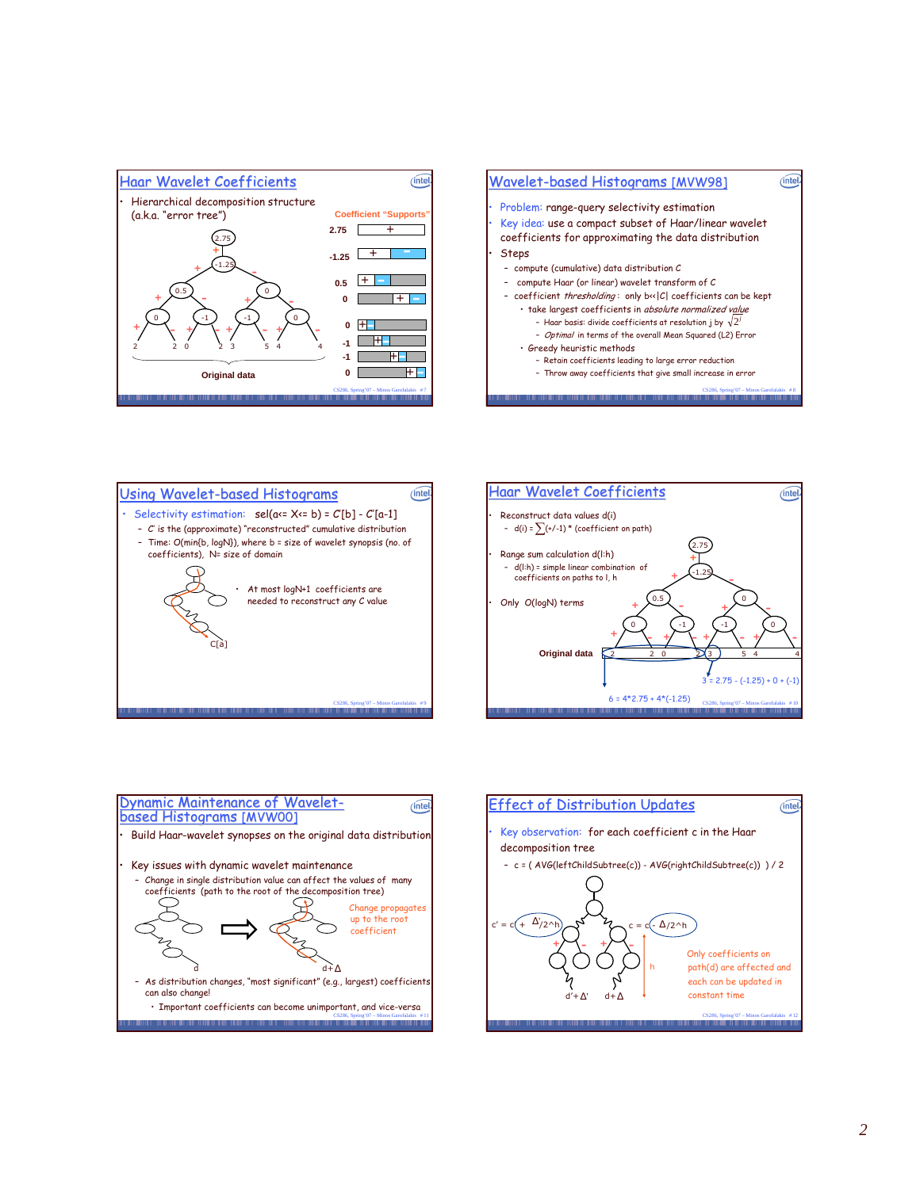## Haar Wavelet Coefficients

- Hierarchical decomposition structure (a.k.a. "error tree")

Coefficient "Supports"

| | |
|---|---|
| 2.75 | + |
| -1.25 | + − |
| 0.5 | + − |
| 0 | + − |
| 0 | + − |
| -1 | + − |
| -1 | + − |
| 0 | + − |

Original data: 2 2 0 2 3 5 4 4

## Wavelet-based Histograms [MVW98]

- Problem: range-query selectivity estimation
- Key idea: use a compact subset of Haar/linear wavelet coefficients for approximating the data distribution
- Steps
  - compute (cumulative) data distribution *C*
  - compute Haar (or linear) wavelet transform of *C*
  - coefficient *thresholding* : only b<<|C| coefficients can be kept
    - take largest coefficients in *absolute normalized value*
      - Haar basis: divide coefficients at resolution j by $\sqrt{2^j}$
      - *Optimal* in terms of the overall Mean Squared (L2) Error
    - Greedy heuristic methods
      - Retain coefficients leading to large error reduction
      - Throw away coefficients that give small increase in error

## Using Wavelet-based Histograms

- Selectivity estimation: sel(a<= X<= b) = *C*'[b] - *C*'[a-1]
  - *C'* is the (approximate) "reconstructed" cumulative distribution
  - Time: O(min{b, logN}), where b = size of wavelet synopsis (no. of coefficients), N= size of domain

- At most logN+1 coefficients are needed to reconstruct any C value

C[a]

## Haar Wavelet Coefficients

- Reconstruct data values d(i)
  - d(i) = $\sum$(+/-1) * (coefficient on path)
- Range sum calculation d(l:h)
  - d(l:h) = simple linear combination of coefficients on paths to l, h
- Only O(logN) terms

Original data

3 = 2.75 - (-1.25) + 0 + (-1)

6 = 4*2.75 + 4*(-1.25)

## Dynamic Maintenance of Wavelet-based Histograms [MVW00]

- Build Haar-wavelet synopses on the original data distribution
- Key issues with dynamic wavelet maintenance
  - Change in single distribution value can affect the values of many coefficients (path to the root of the decomposition tree)

Change propagates up to the root coefficient

d → d+Δ

  - As distribution changes, "most significant" (e.g., largest) coefficients can also change!
    - Important coefficients can become unimportant, and vice-versa

## Effect of Distribution Updates

- Key observation: for each coefficient c in the Haar decomposition tree
  - c = ( AVG(leftChildSubtree(c)) - AVG(rightChildSubtree(c)) ) / 2

c' = c + Δ'/2^h    c = c - Δ/2^h

h

d'+Δ'    d+Δ

Only coefficients on path(d) are affected and each can be updated in constant time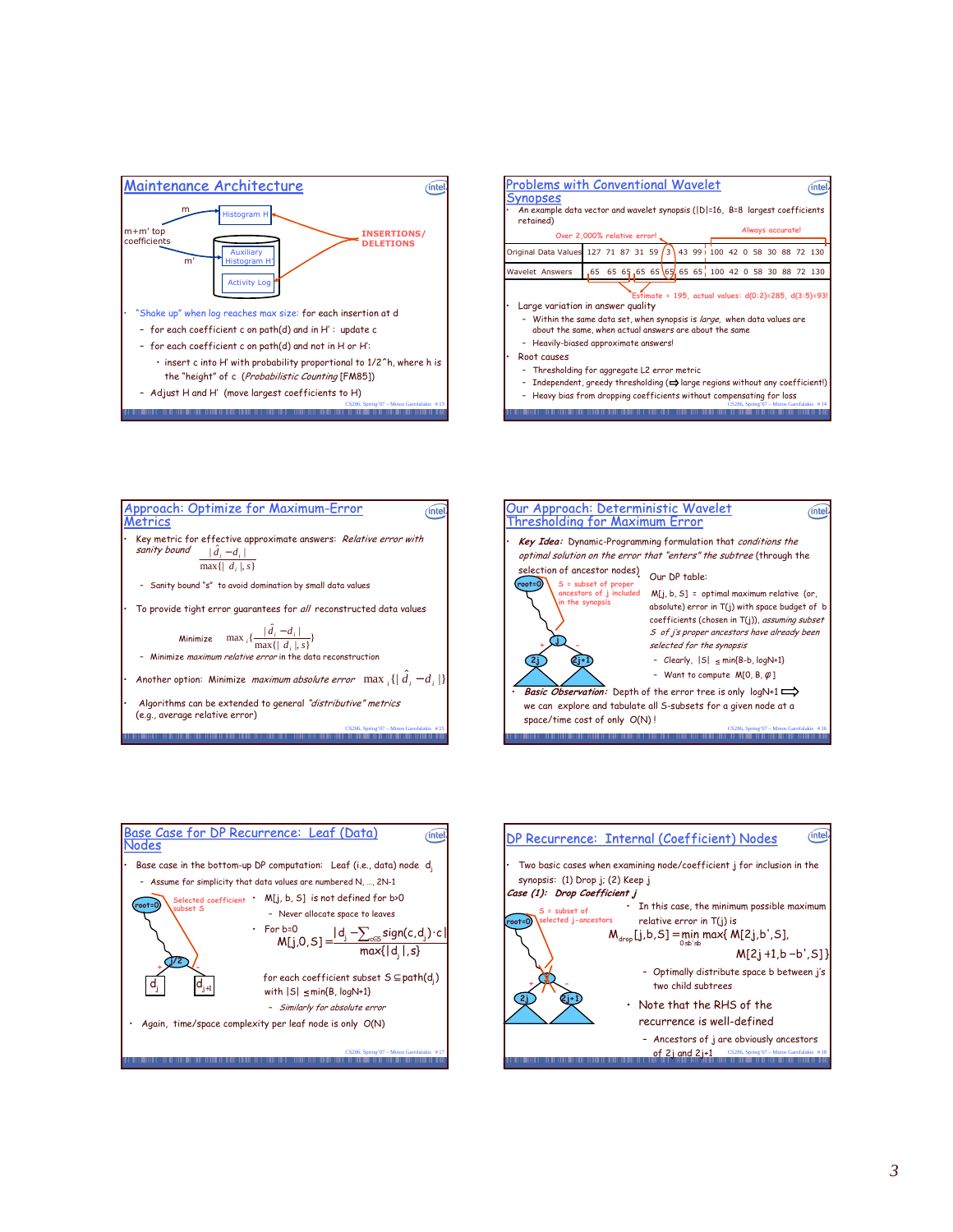## Maintenance Architecture

m → Histogram H

m+m' top coefficients

m' → Auxiliary Histogram H'

Activity Log

INSERTIONS/ DELETIONS

- "Shake up" when log reaches max size: for each insertion at d
  - for each coefficient c on path(d) and in H' : update c
  - for each coefficient c on path(d) and not in H or H':
    - insert c into H' with probability proportional to 1/2^h, where h is the "height" of c (*Probabilistic Counting* [FM85])
  - Adjust H and H' (move largest coefficients to H)

## Problems with Conventional Wavelet Synopses

- An example data vector and wavelet synopsis (|D|=16, B=8 largest coefficients retained)

Over 2,000% relative error! — Always accurate!

| Original Data Values | 127 | 71 | 87 | 31 | 59 | 3 | 43 | 99 | 100 | 42 | 0 | 58 | 30 | 88 | 72 | 130 |
|---|---|---|---|---|---|---|---|---|---|---|---|---|---|---|---|---|
| Wavelet Answers | 65 | 65 | 65 | 65 | 65 | 65 | 65 | 65 | 100 | 42 | 0 | 58 | 30 | 88 | 72 | 130 |

Estimate = 195, actual values: d(0:2)=285, d(3:5)=93!

- Large variation in answer quality
  - Within the same data set, when synopsis is *large*, when data values are about the same, when actual answers are about the same
  - Heavily-biased approximate answers!
- Root causes
  - Thresholding for aggregate L2 error metric
  - Independent, greedy thresholding (⇒ large regions without any coefficient!)
  - Heavy bias from dropping coefficients without compensating for loss

## Approach: Optimize for Maximum-Error Metrics

- Key metric for effective approximate answers: *Relative error with sanity bound*

$$\frac{|\hat{d}_i - d_i|}{\max\{|d_i|, s\}}$$

  - Sanity bound "s" to avoid domination by small data values
- To provide tight error guarantees for *all* reconstructed data values

$$\text{Minimize} \quad \max_i \left\{ \frac{|\hat{d}_i - d_i|}{\max\{|d_i|, s\}} \right\}$$

  - Minimize *maximum relative error* in the data reconstruction
- Another option: Minimize *maximum absolute error* $\max_i\{|\hat{d}_i - d_i|\}$
- Algorithms can be extended to general *"distributive" metrics* (e.g., average relative error)

## Our Approach: Deterministic Wavelet Thresholding for Maximum Error

- ***Key Idea:*** Dynamic-Programming formulation that *conditions the optimal solution on the error that "enters" the subtree* (through the selection of ancestor nodes)

S = subset of proper ancestors of j included in the synopsis

Our DP table:

M[j, b, S] = optimal maximum relative (or, absolute) error in T(j) with space budget of b coefficients (chosen in T(j)), *assuming subset S of j's proper ancestors have already been selected for the synopsis*

  - Clearly, |S| ≤ min{B-b, logN+1}
  - Want to compute M[0, B, φ]

- ***Basic Observation:*** Depth of the error tree is only logN+1 ⇒ we can explore and tabulate all S-subsets for a given node at a space/time cost of only O(N) !

## Base Case for DP Recurrence: Leaf (Data) Nodes

- Base case in the bottom-up DP computation: Leaf (i.e., data) node $d_j$
  - Assume for simplicity that data values are numbered N, …, 2N-1

Selected coefficient subset S

- M[j, b, S] is not defined for b>0
  - Never allocate space to leaves
- For b=0

$$M[j,0,S] = \frac{|d_j - \sum_{c \in S} \text{sign}(c, d_j) \cdot c|}{\max\{|d_j|, s\}}$$

for each coefficient subset $S \subseteq \text{path}(d_j)$ with $|S| \le \min\{B, \log N+1\}$

  - *Similarly for absolute error*

- Again, time/space complexity per leaf node is only O(N)

## DP Recurrence: Internal (Coefficient) Nodes

- Two basic cases when examining node/coefficient j for inclusion in the synopsis: (1) Drop j; (2) Keep j

***Case (1): Drop Coefficient j***

S = subset of selected j-ancestors

- In this case, the minimum possible maximum relative error in T(j) is

$$M_{drop}[j,b,S] = \min_{0 \le b' \le b} \max\{ M[2j,b',S], M[2j+1,b-b',S]\}$$

  - Optimally distribute space b between j's two child subtrees
- Note that the RHS of the recurrence is well-defined
  - Ancestors of j are obviously ancestors of 2j and 2j+1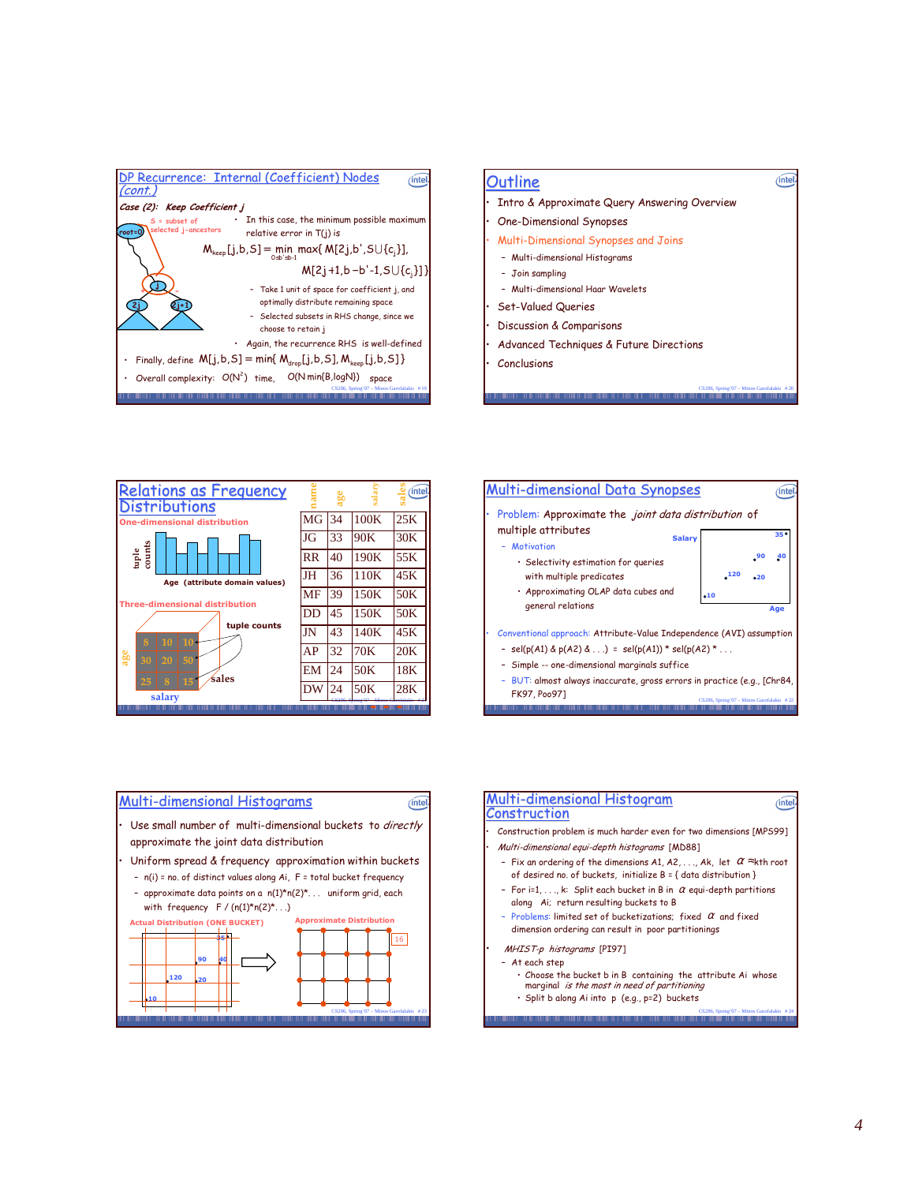## DP Recurrence: Internal (Coefficient) Nodes (cont.)

*Case (2): Keep Coefficient j*

S = subset of selected j-ancestors

- In this case, the minimum possible maximum relative error in T(j) is

$$M_{keep}[j,b,S] = \min_{0 \le b' \le b-1} \max\{ M[2j,b',S \cup \{c_j\}], M[2j+1,b-b'-1,S \cup \{c_j\}]\}$$

  - Take 1 unit of space for coefficient j, and optimally distribute remaining space
  - Selected subsets in RHS change, since we choose to retain j
- Again, the recurrence RHS is well-defined

- Finally, define $M[j,b,S] = \min\{ M_{drop}[j,b,S], M_{keep}[j,b,S]\}$
- Overall complexity: $O(N^2)$ time, $O(N \min\{B, \log N\})$ space

## Outline

- Intro & Approximate Query Answering Overview
- One-Dimensional Synopses
- Multi-Dimensional Synopses and Joins
  - Multi-dimensional Histograms
  - Join sampling
  - Multi-dimensional Haar Wavelets
- Set-Valued Queries
- Discussion & Comparisons
- Advanced Techniques & Future Directions
- Conclusions

## Relations as Frequency Distributions

**One-dimensional distribution**

tuple counts; Age (attribute domain values)

**Three-dimensional distribution**

tuple counts; age; salary; sales

| name | age | salary | sales |
|---|---|---|---|
| MG | 34 | 100K | 25K |
| JG | 33 | 90K | 30K |
| RR | 40 | 190K | 55K |
| JH | 36 | 110K | 45K |
| MF | 39 | 150K | 50K |
| DD | 45 | 150K | 50K |
| JN | 43 | 140K | 45K |
| AP | 32 | 70K | 20K |
| EM | 24 | 50K | 18K |
| DW | 24 | 50K | 28K |

## Multi-dimensional Data Synopses

- Problem: Approximate the *joint data distribution* of multiple attributes
  - Motivation
    - Selectivity estimation for queries with multiple predicates
    - Approximating OLAP data cubes and general relations
- Conventional approach: Attribute-Value Independence (AVI) assumption
  - sel(p(A1) & p(A2) & . . .) = sel(p(A1)) * sel(p(A2) * . . .
  - Simple -- one-dimensional marginals suffice
  - BUT: almost always inaccurate, gross errors in practice (e.g., [Chr84, FK97, Poo97]

## Multi-dimensional Histograms

- Use small number of multi-dimensional buckets to *directly* approximate the joint data distribution
- Uniform spread & frequency approximation within buckets
  - n(i) = no. of distinct values along Ai, F = total bucket frequency
  - approximate data points on a n(1)*n(2)*. . . uniform grid, each with frequency F / (n(1)*n(2)*. . .)

Actual Distribution (ONE BUCKET) → Approximate Distribution

## Multi-dimensional Histogram Construction

- Construction problem is much harder even for two dimensions [MPS99]
- *Multi-dimensional equi-depth histograms* [MD88]
  - Fix an ordering of the dimensions A1, A2, . . ., Ak, let $\alpha \approx$ kth root of desired no. of buckets, initialize B = { data distribution }
  - For i=1, . . ., k: Split each bucket in B in $\alpha$ equi-depth partitions along Ai; return resulting buckets to B
  - Problems: limited set of bucketizations; fixed $\alpha$ and fixed dimension ordering can result in poor partitionings
- *MHIST-p histograms* [PI97]
  - At each step
    - Choose the bucket b in B containing the attribute Ai whose marginal *is the most in need of partitioning*
    - Split b along Ai into p (e.g., p=2) buckets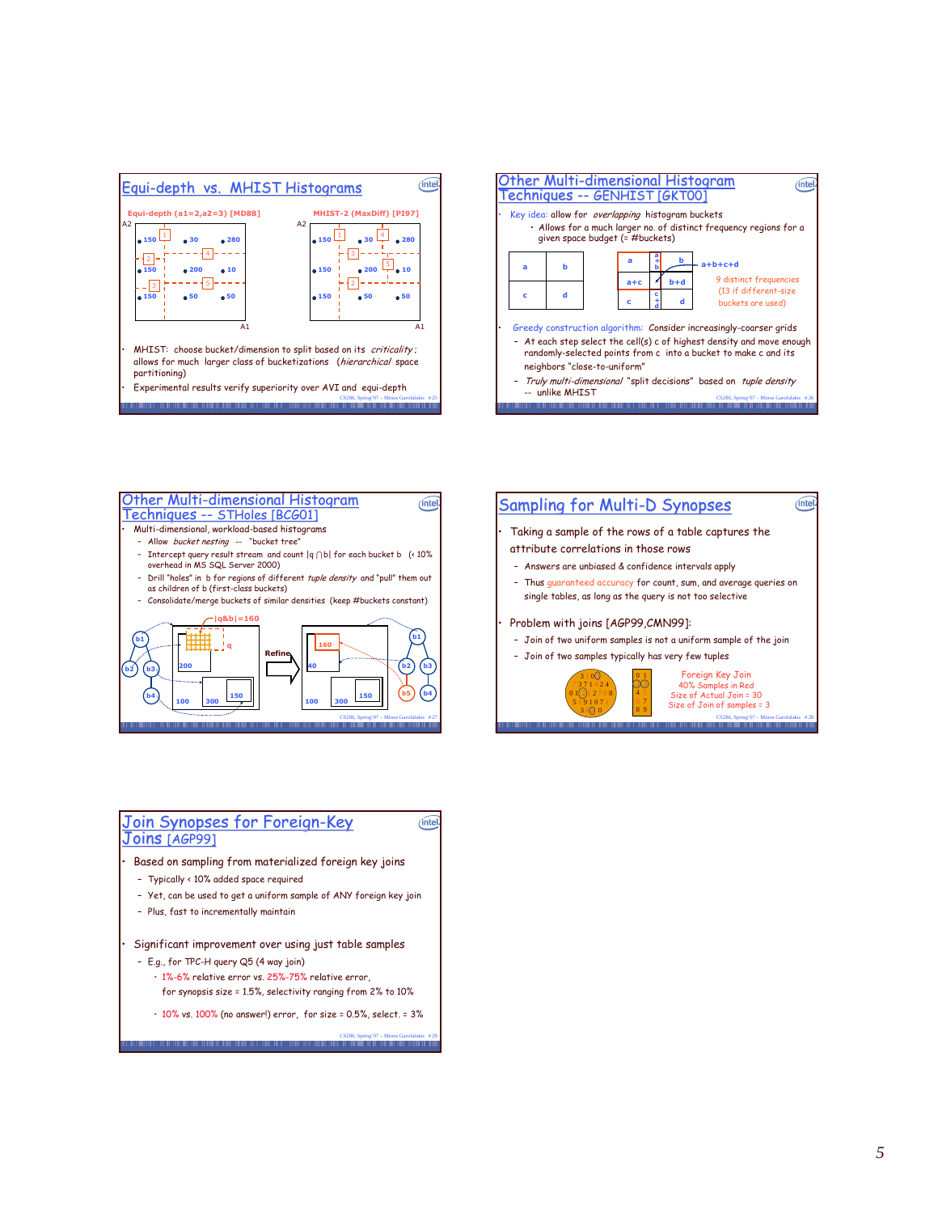## Equi-depth vs. MHIST Histograms

Equi-depth (a1=2,a2=3) [MD88]

MHIST-2 (MaxDiff) [PI97]

A2

150 30 280

150 200 10

150 50 50

A1

- MHIST: choose bucket/dimension to split based on its *criticality* ; allows for much larger class of bucketizations (*hierarchical* space partitioning)
- Experimental results verify superiority over AVI and equi-depth

## Other Multi-dimensional Histogram Techniques -- GENHIST [GKT00]

- Key idea: allow for *overlapping* histogram buckets
  - Allows for a much larger no. of distinct frequency regions for a given space budget (= #buckets)

a b c d

a+b+c+d

9 distinct frequencies (13 if different-size buckets are used)

- Greedy construction algorithm: Consider increasingly-coarser grids
  - At each step select the cell(s) c of highest density and move enough randomly-selected points from c into a bucket to make c and its neighbors "close-to-uniform"
  - *Truly multi-dimensional* "split decisions" based on *tuple density* -- unlike MHIST

## Other Multi-dimensional Histogram Techniques -- STHoles [BCG01]

- Multi-dimensional, workload-based histograms
  - Allow *bucket nesting* -- "bucket tree"
  - Intercept query result stream and count |q ∩ b| for each bucket b (< 10% overhead in MS SQL Server 2000)
  - Drill "holes" in b for regions of different *tuple density* and "pull" them out as children of b (first-class buckets)
  - Consolidate/merge buckets of similar densities (keep #buckets constant)

|q&b|=160

Refine

## Sampling for Multi-D Synopses

- Taking a sample of the rows of a table captures the attribute correlations in those rows
  - Answers are unbiased & confidence intervals apply
  - Thus guaranteed accuracy for count, sum, and average queries on single tables, as long as the query is not too selective
- Problem with joins [AGP99,CMN99]:
  - Join of two uniform samples is not a uniform sample of the join
  - Join of two samples typically has very few tuples

Foreign Key Join
40% Samples in Red
Size of Actual Join = 30
Size of Join of samples = 3

## Join Synopses for Foreign-Key Joins [AGP99]

- Based on sampling from materialized foreign key joins
  - Typically < 10% added space required
  - Yet, can be used to get a uniform sample of ANY foreign key join
  - Plus, fast to incrementally maintain
- Significant improvement over using just table samples
  - E.g., for TPC-H query Q5 (4 way join)
    - 1%-6% relative error vs. 25%-75% relative error, for synopsis size = 1.5%, selectivity ranging from 2% to 10%
    - 10% vs. 100% (no answer!) error, for size = 0.5%, select. = 3%